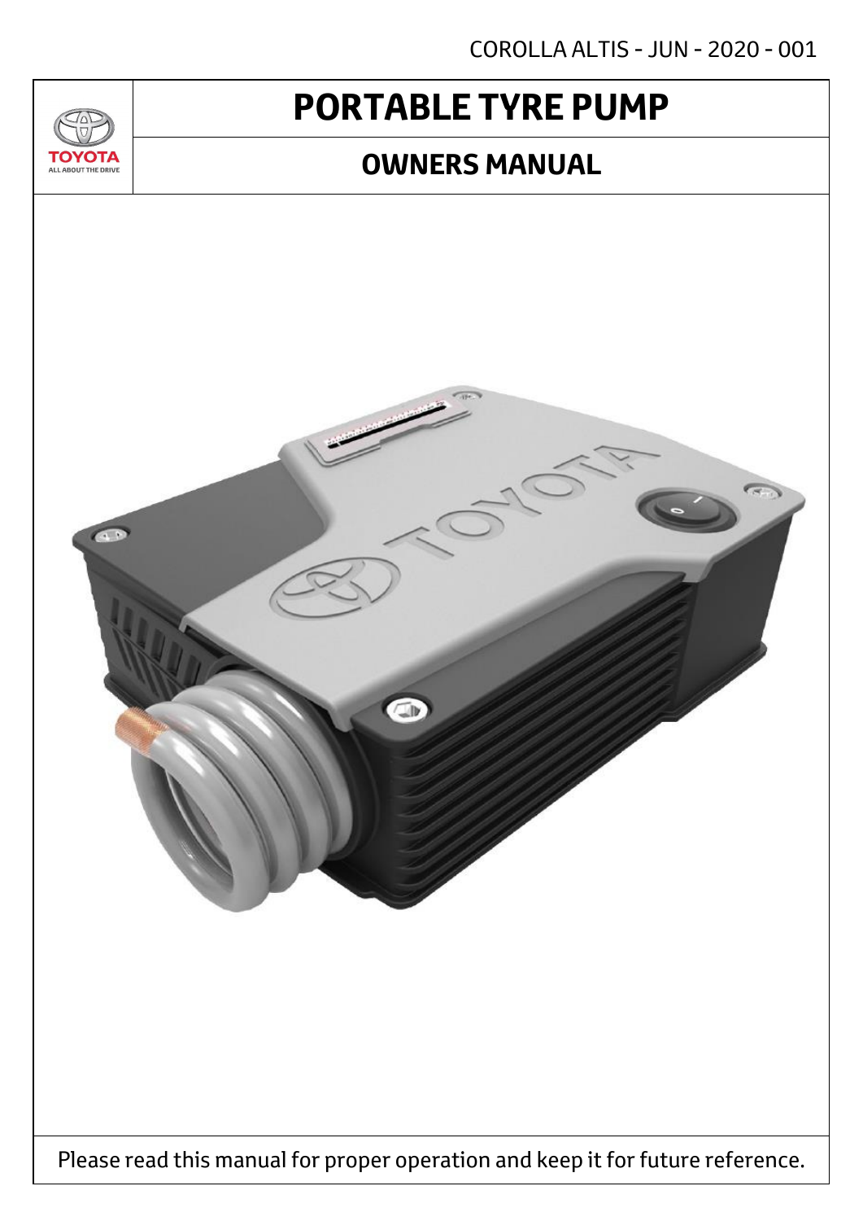COROLLA ALTIS - JUN - 2020 - 001

# PORTABLE TYRE PUMP

## OWNERS MANUAL

Please read this manual for proper operation and keep it for future reference.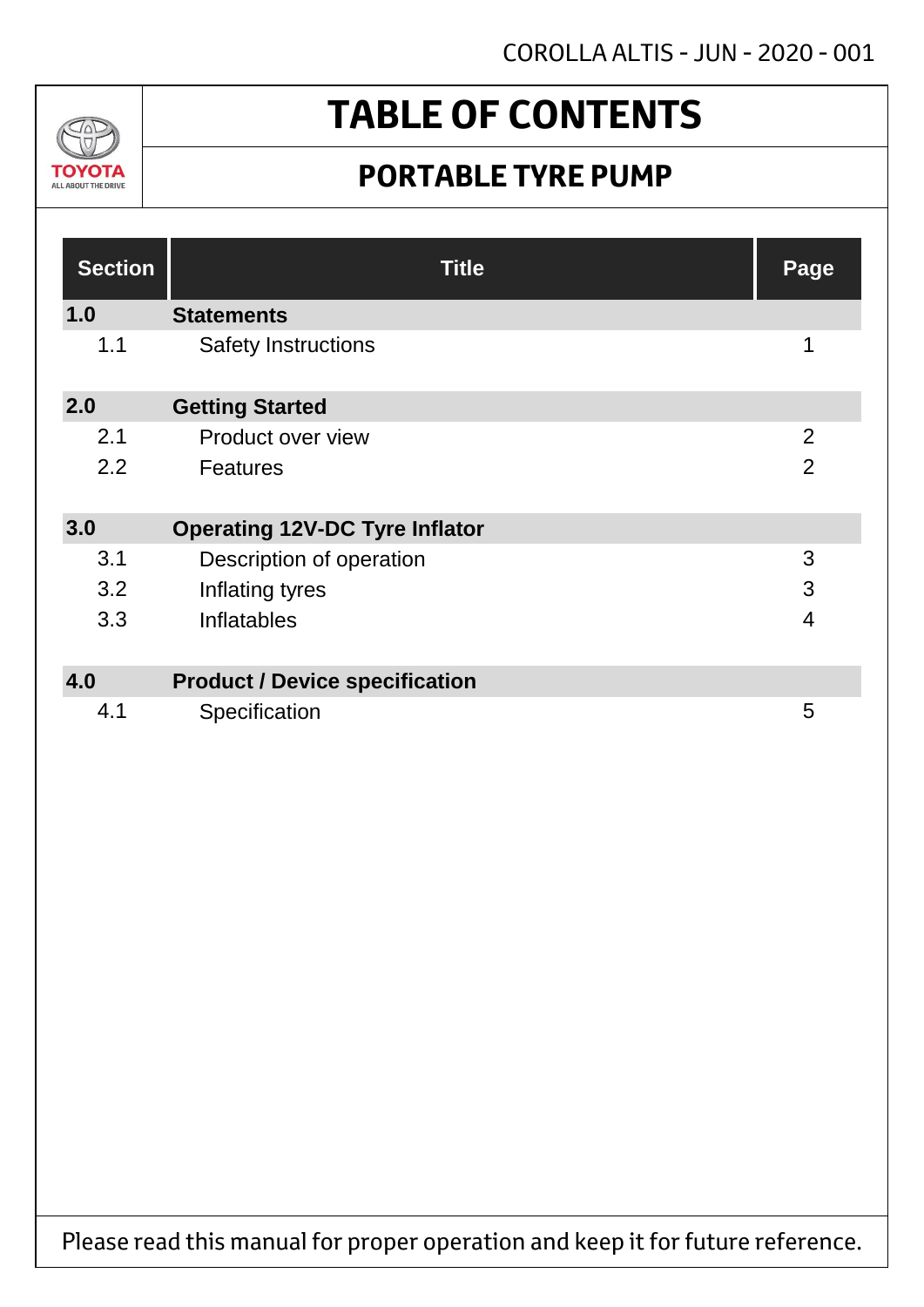# TABLE OF CONTENTS

## PORTABLE TYRE PUMP

| Section | Title | Page |
|---|---|---|
| **1.0** | **Statements** | |
| 1.1 | Safety Instructions | 1 |
| **2.0** | **Getting Started** | |
| 2.1 | Product over view | 2 |
| 2.2 | Features | 2 |
| **3.0** | **Operating 12V-DC Tyre Inflator** | |
| 3.1 | Description of operation | 3 |
| 3.2 | Inflating tyres | 3 |
| 3.3 | Inflatables | 4 |
| **4.0** | **Product / Device specification** | |
| 4.1 | Specification | 5 |

Please read this manual for proper operation and keep it for future reference.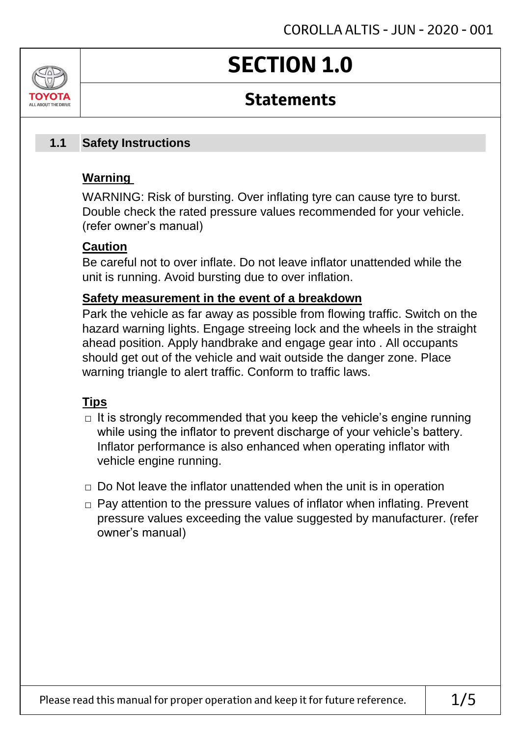# SECTION 1.0

## Statements

### 1.1 Safety Instructions

**Warning**

WARNING: Risk of bursting. Over inflating tyre can cause tyre to burst. Double check the rated pressure values recommended for your vehicle. (refer owner's manual)

**Caution**

Be careful not to over inflate. Do not leave inflator unattended while the unit is running. Avoid bursting due to over inflation.

**Safety measurement in the event of a breakdown**

Park the vehicle as far away as possible from flowing traffic. Switch on the hazard warning lights. Engage streeing lock and the wheels in the straight ahead position. Apply handbrake and engage gear into . All occupants should get out of the vehicle and wait outside the danger zone. Place warning triangle to alert traffic. Conform to traffic laws.

**Tips**

- It is strongly recommended that you keep the vehicle's engine running while using the inflator to prevent discharge of your vehicle's battery. Inflator performance is also enhanced when operating inflator with vehicle engine running.
- Do Not leave the inflator unattended when the unit is in operation
- Pay attention to the pressure values of inflator when inflating. Prevent pressure values exceeding the value suggested by manufacturer. (refer owner's manual)

Please read this manual for proper operation and keep it for future reference.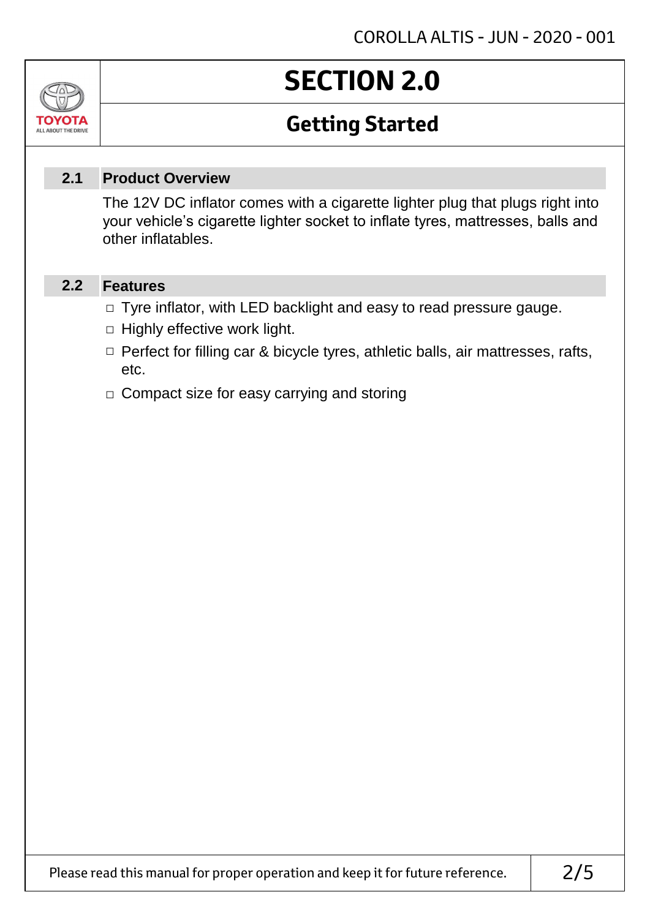# SECTION 2.0

## Getting Started

### 2.1 Product Overview

The 12V DC inflator comes with a cigarette lighter plug that plugs right into your vehicle's cigarette lighter socket to inflate tyres, mattresses, balls and other inflatables.

### 2.2 Features

- Tyre inflator, with LED backlight and easy to read pressure gauge.
- Highly effective work light.
- Perfect for filling car & bicycle tyres, athletic balls, air mattresses, rafts, etc.
- Compact size for easy carrying and storing

Please read this manual for proper operation and keep it for future reference.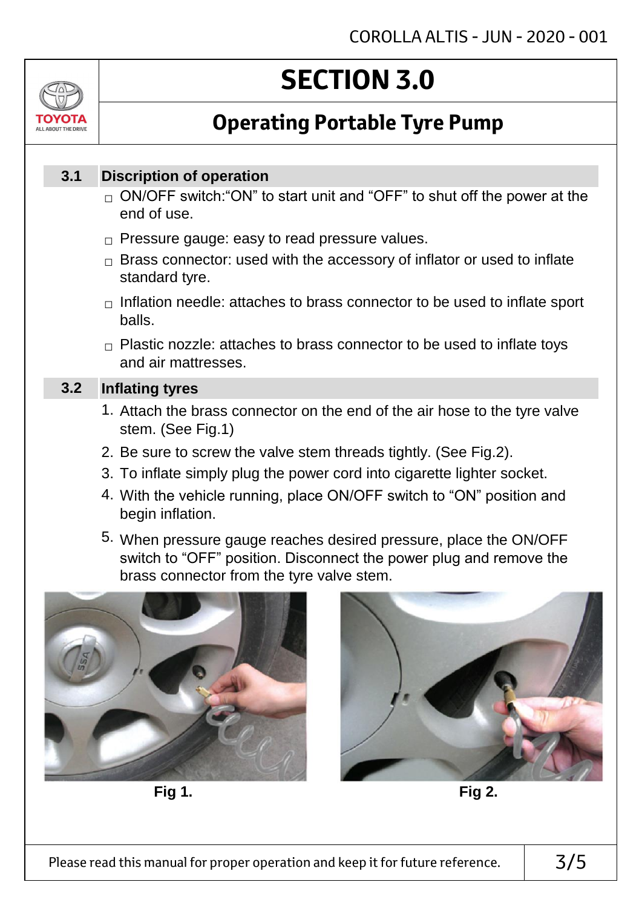# SECTION 3.0

## Operating Portable Tyre Pump

### 3.1 Discription of operation

- ON/OFF switch:"ON" to start unit and "OFF" to shut off the power at the end of use.
- Pressure gauge: easy to read pressure values.
- Brass connector: used with the accessory of inflator or used to inflate standard tyre.
- Inflation needle: attaches to brass connector to be used to inflate sport balls.
- Plastic nozzle: attaches to brass connector to be used to inflate toys and air mattresses.

### 3.2 Inflating tyres

1. Attach the brass connector on the end of the air hose to the tyre valve stem. (See Fig.1)
2. Be sure to screw the valve stem threads tightly. (See Fig.2).
3. To inflate simply plug the power cord into cigarette lighter socket.
4. With the vehicle running, place ON/OFF switch to "ON" position and begin inflation.
5. When pressure gauge reaches desired pressure, place the ON/OFF switch to "OFF" position. Disconnect the power plug and remove the brass connector from the tyre valve stem.

**Fig 1.**

**Fig 2.**

Please read this manual for proper operation and keep it for future reference.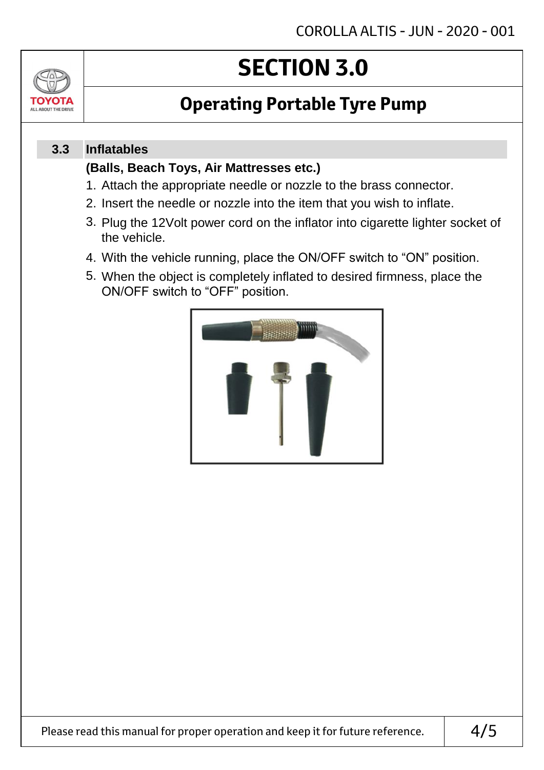# SECTION 3.0

## Operating Portable Tyre Pump

### 3.3 Inflatables

**(Balls, Beach Toys, Air Mattresses etc.)**

1. Attach the appropriate needle or nozzle to the brass connector.
2. Insert the needle or nozzle into the item that you wish to inflate.
3. Plug the 12Volt power cord on the inflator into cigarette lighter socket of the vehicle.
4. With the vehicle running, place the ON/OFF switch to "ON" position.
5. When the object is completely inflated to desired firmness, place the ON/OFF switch to "OFF" position.

Please read this manual for proper operation and keep it for future reference.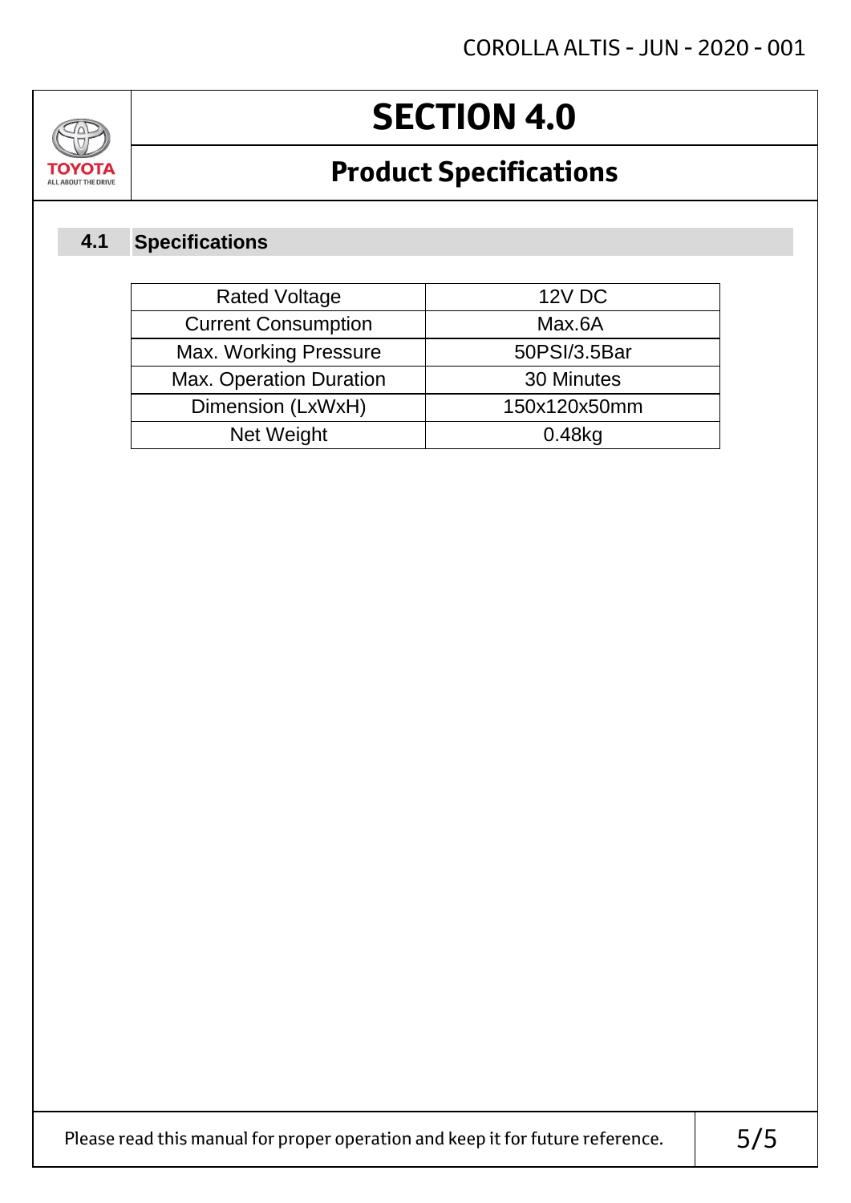# SECTION 4.0

## Product Specifications

### 4.1 Specifications

| | |
|---|---|
| Rated Voltage | 12V DC |
| Current Consumption | Max.6A |
| Max. Working Pressure | 50PSI/3.5Bar |
| Max. Operation Duration | 30 Minutes |
| Dimension (LxWxH) | 150x120x50mm |
| Net Weight | 0.48kg |